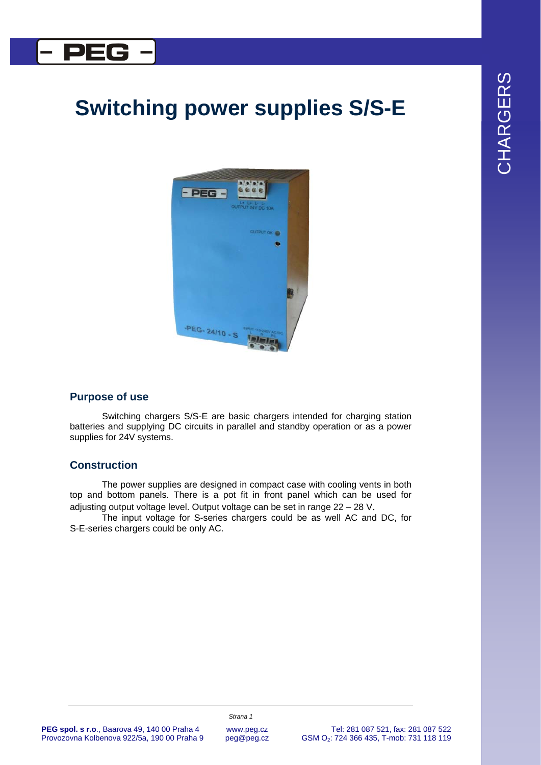# Switching power supplies S/S-E

## Purpose of use

Switching chargers S/S-E are basic chargers intended for charging station batteries and supplying DC circuits in parallel and standby operation or as a power supplies for 24V systems.

## Construction

The power supplies are designed in compact case with cooling vents in both top and bottom panels. There is a pot fit in front panel which can be used for adjusting output voltage level. Output voltage can be set in range 22 – 28 V.

The input voltage for S-series chargers could be as well AC and DC, for S-E-series chargers could be only AC.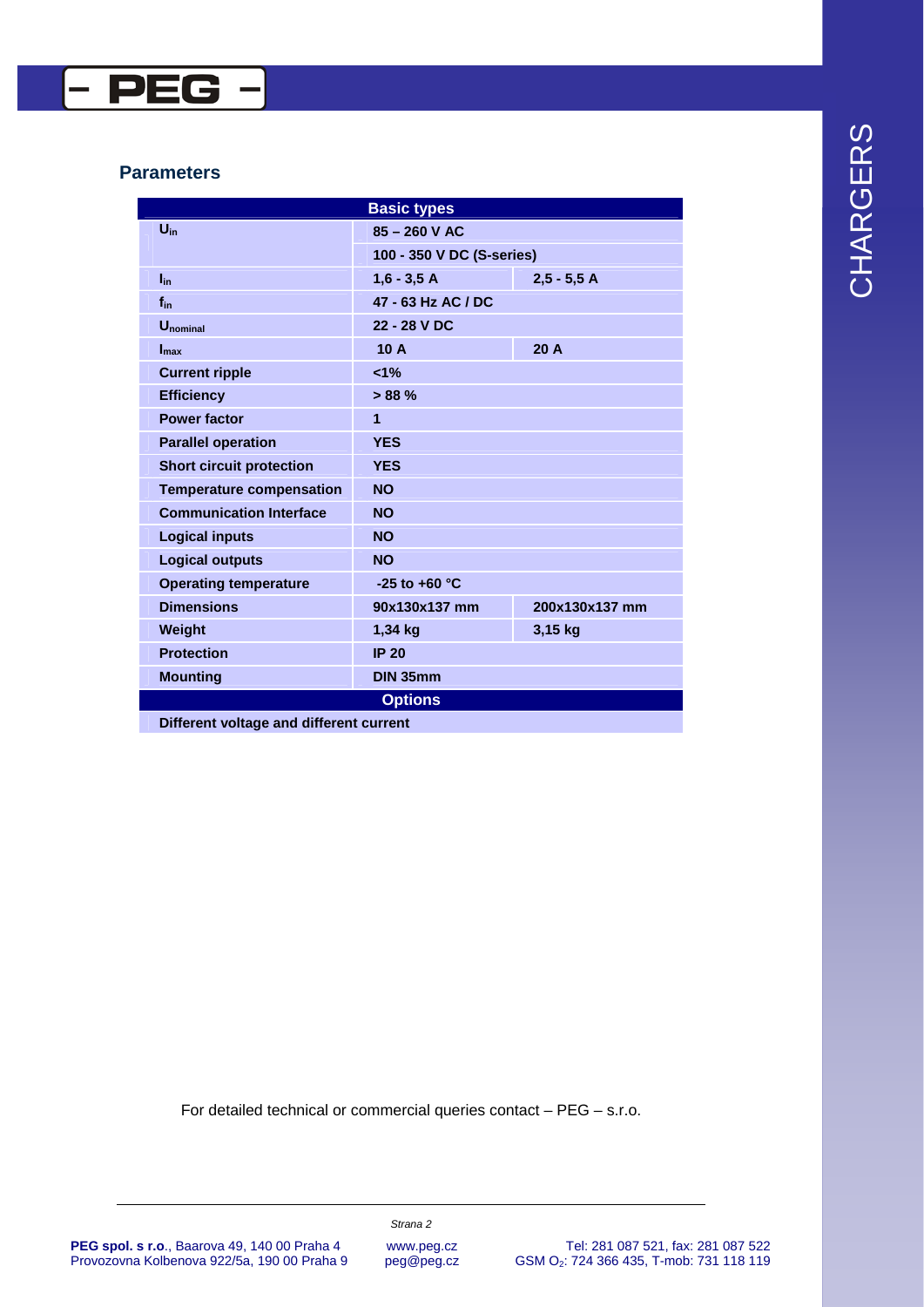## Parameters

| Basic types | | |
|---|---|---|
| $U_{in}$ | 85 – 260 V AC | |
| | 100 - 350 V DC (S-series) | |
| $I_{in}$ | 1,6 - 3,5 A | 2,5 - 5,5 A |
| $f_{in}$ | 47 - 63 Hz AC / DC | |
| $U_{nominal}$ | 22 - 28 V DC | |
| $I_{max}$ | 10 A | 20 A |
| Current ripple | <1% | |
| Efficiency | > 88 % | |
| Power factor | 1 | |
| Parallel operation | YES | |
| Short circuit protection | YES | |
| Temperature compensation | NO | |
| Communication Interface | NO | |
| Logical inputs | NO | |
| Logical outputs | NO | |
| Operating temperature | -25 to +60 °C | |
| Dimensions | 90x130x137 mm | 200x130x137 mm |
| Weight | 1,34 kg | 3,15 kg |
| Protection | IP 20 | |
| Mounting | DIN 35mm | |
| **Options** | | |
| Different voltage and different current | | |

For detailed technical or commercial queries contact – PEG – s.r.o.

**PEG spol. s r.o.**, Baarova 49, 140 00 Praha 4
Provozovna Kolbenova 922/5a, 190 00 Praha 9

www.peg.cz
peg@peg.cz

Tel: 281 087 521, fax: 281 087 522
GSM $O_2$: 724 366 435, T-mob: 731 118 119